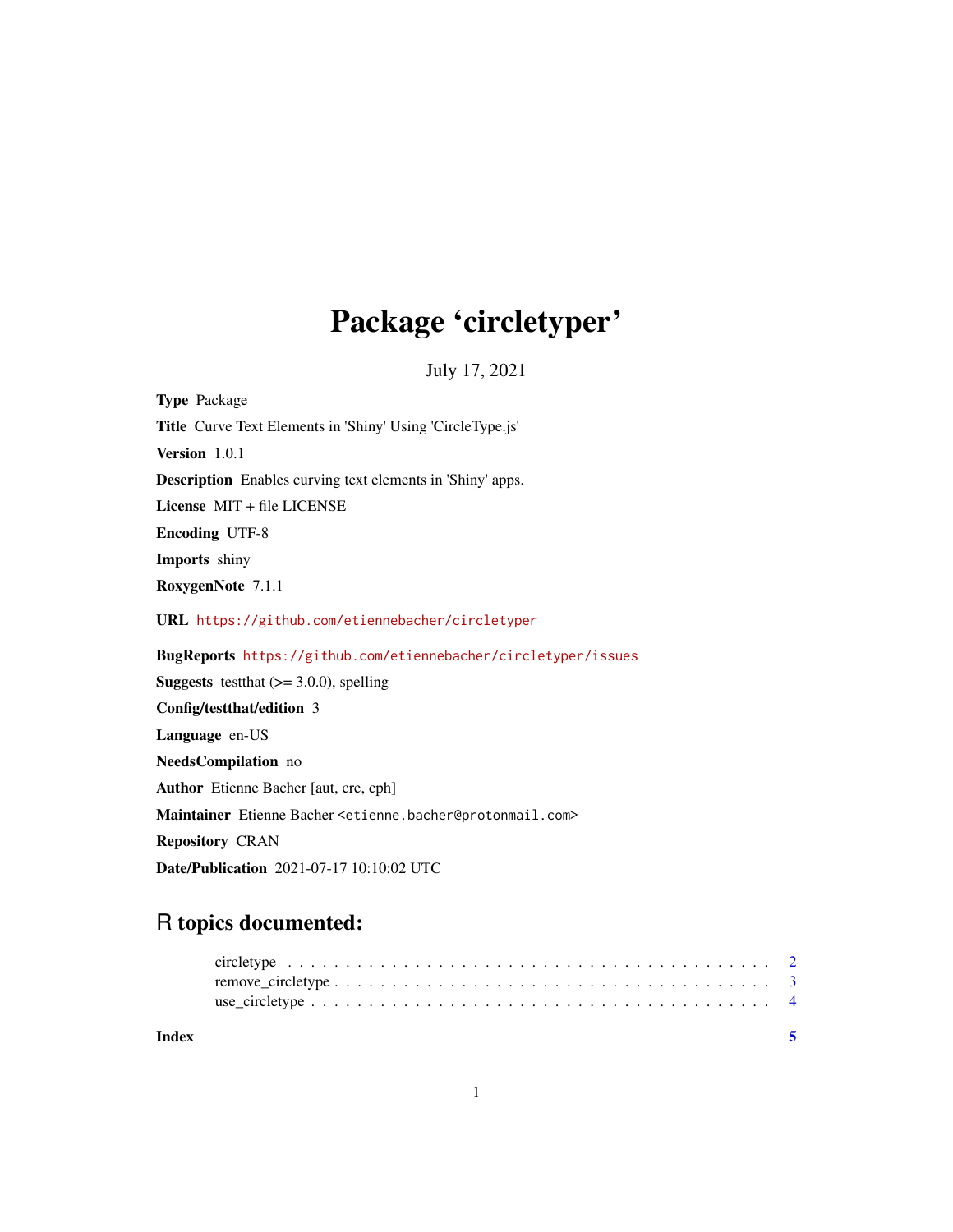# Package 'circletyper'

July 17, 2021

**Type** Package

**Title** Curve Text Elements in 'Shiny' Using 'CircleType.js'

**Version** 1.0.1

**Description** Enables curving text elements in 'Shiny' apps.

**License** MIT + file LICENSE

**Encoding** UTF-8

**Imports** shiny

**RoxygenNote** 7.1.1

**URL** https://github.com/etiennebacher/circletyper

**BugReports** https://github.com/etiennebacher/circletyper/issues

**Suggests** testthat (>= 3.0.0), spelling

**Config/testthat/edition** 3

**Language** en-US

**NeedsCompilation** no

**Author** Etienne Bacher [aut, cre, cph]

**Maintainer** Etienne Bacher <etienne.bacher@protonmail.com>

**Repository** CRAN

**Date/Publication** 2021-07-17 10:10:02 UTC

## R topics documented:

- circletype . . . . . . . . . . . . . . . . . . . . . . . . . . . . . . . . . . . . . . . . . . . . 2
- remove_circletype . . . . . . . . . . . . . . . . . . . . . . . . . . . . . . . . . . . . . . . 3
- use_circletype . . . . . . . . . . . . . . . . . . . . . . . . . . . . . . . . . . . . . . . . . 4

**Index** 5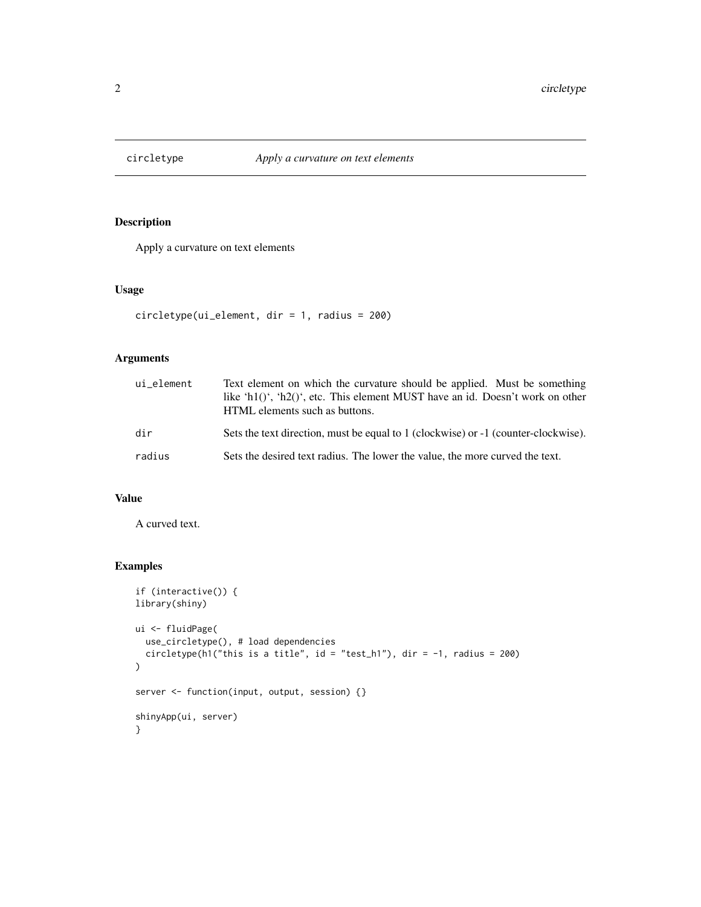# circletype — *Apply a curvature on text elements*

## Description

Apply a curvature on text elements

## Usage

```
circletype(ui_element, dir = 1, radius = 200)
```

## Arguments

| Argument | Description |
| --- | --- |
| ui_element | Text element on which the curvature should be applied. Must be something like 'h1()', 'h2()', etc. This element MUST have an id. Doesn't work on other HTML elements such as buttons. |
| dir | Sets the text direction, must be equal to 1 (clockwise) or -1 (counter-clockwise). |
| radius | Sets the desired text radius. The lower the value, the more curved the text. |

## Value

A curved text.

## Examples

```
if (interactive()) {
library(shiny)

ui <- fluidPage(
  use_circletype(), # load dependencies
  circletype(h1("this is a title", id = "test_h1"), dir = -1, radius = 200)
)

server <- function(input, output, session) {}

shinyApp(ui, server)
}
```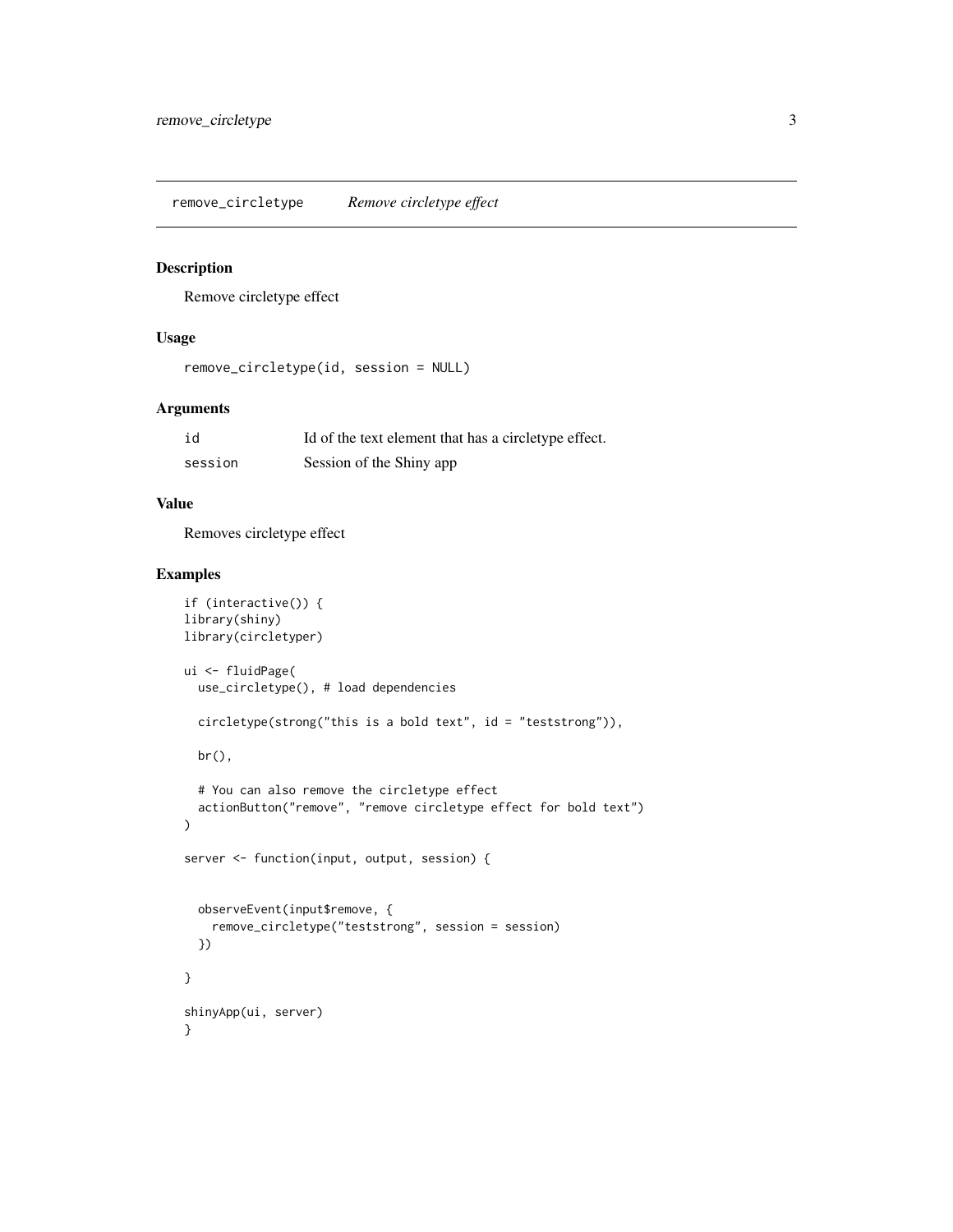## remove_circletype — *Remove circletype effect*

### Description

Remove circletype effect

### Usage

```
remove_circletype(id, session = NULL)
```

### Arguments

| | |
|---|---|
| id | Id of the text element that has a circletype effect. |
| session | Session of the Shiny app |

### Value

Removes circletype effect

### Examples

```
if (interactive()) {
library(shiny)
library(circletyper)

ui <- fluidPage(
  use_circletype(), # load dependencies

  circletype(strong("this is a bold text", id = "teststrong")),

  br(),

  # You can also remove the circletype effect
  actionButton("remove", "remove circletype effect for bold text")
)

server <- function(input, output, session) {


  observeEvent(input$remove, {
    remove_circletype("teststrong", session = session)
  })

}

shinyApp(ui, server)
}
```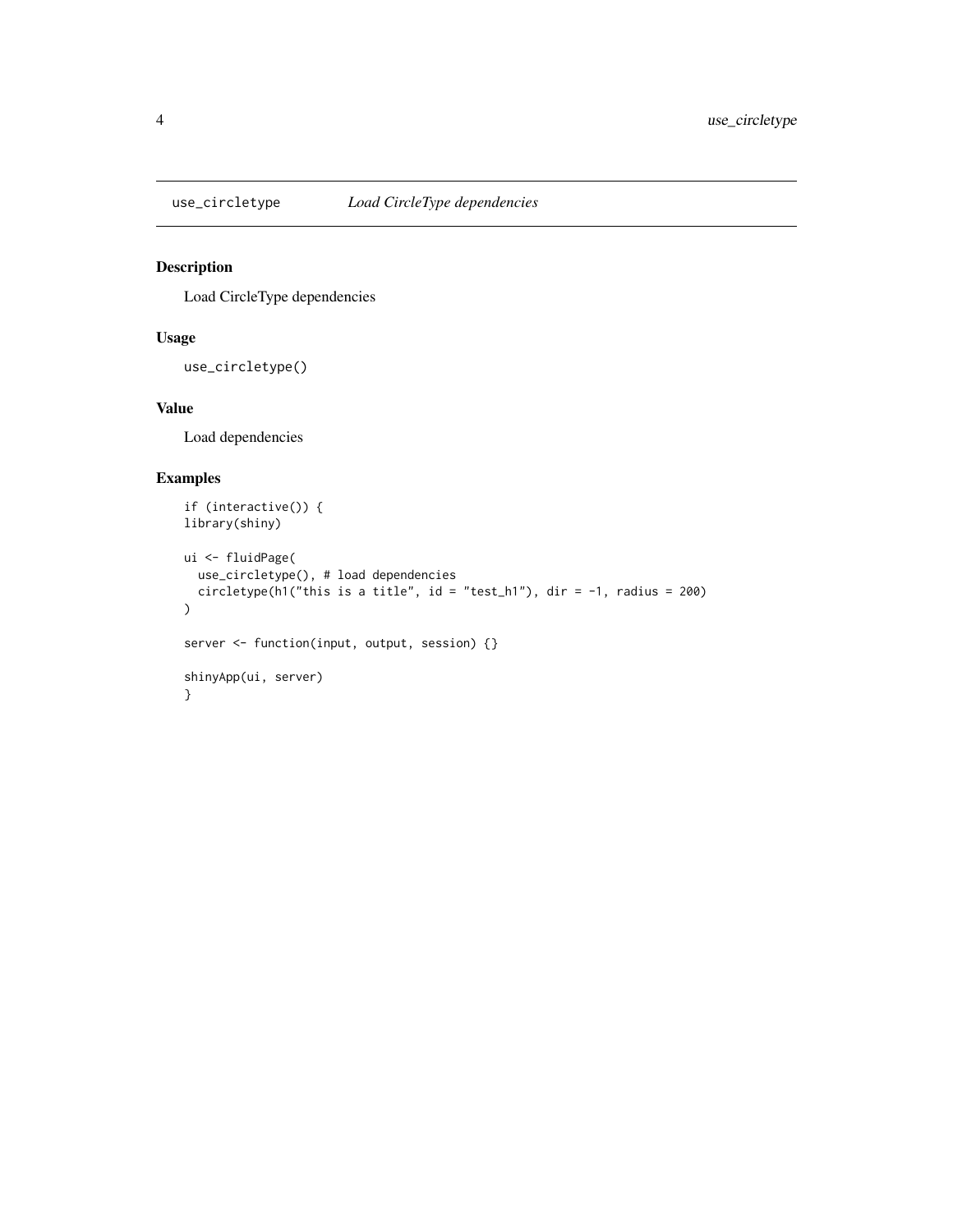## use_circletype *Load CircleType dependencies*

### Description

Load CircleType dependencies

### Usage

```
use_circletype()
```

### Value

Load dependencies

### Examples

```
if (interactive()) {
library(shiny)

ui <- fluidPage(
  use_circletype(), # load dependencies
  circletype(h1("this is a title", id = "test_h1"), dir = -1, radius = 200)
)

server <- function(input, output, session) {}

shinyApp(ui, server)
}
```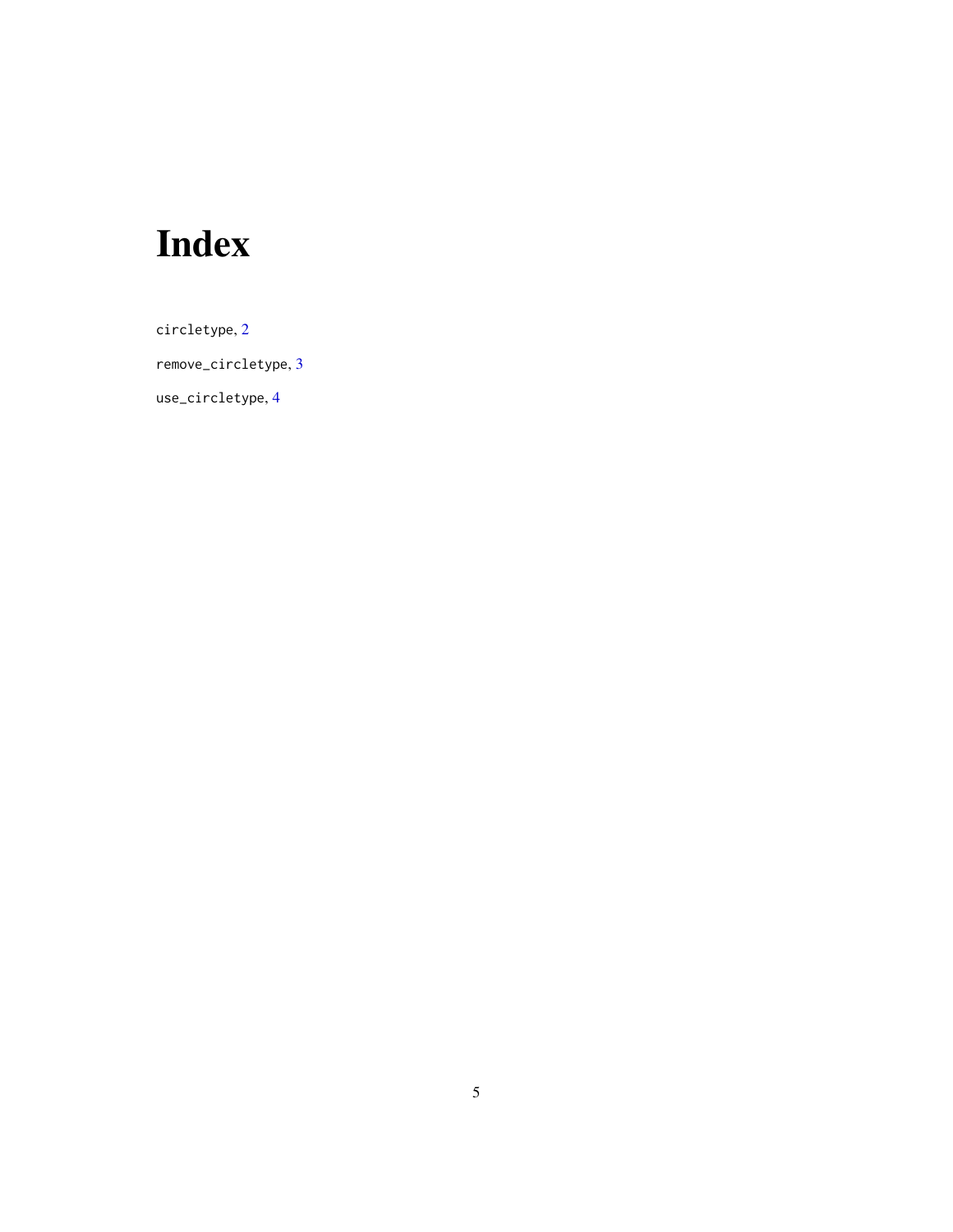# Index

circletype, 2

remove_circletype, 3

use_circletype, 4